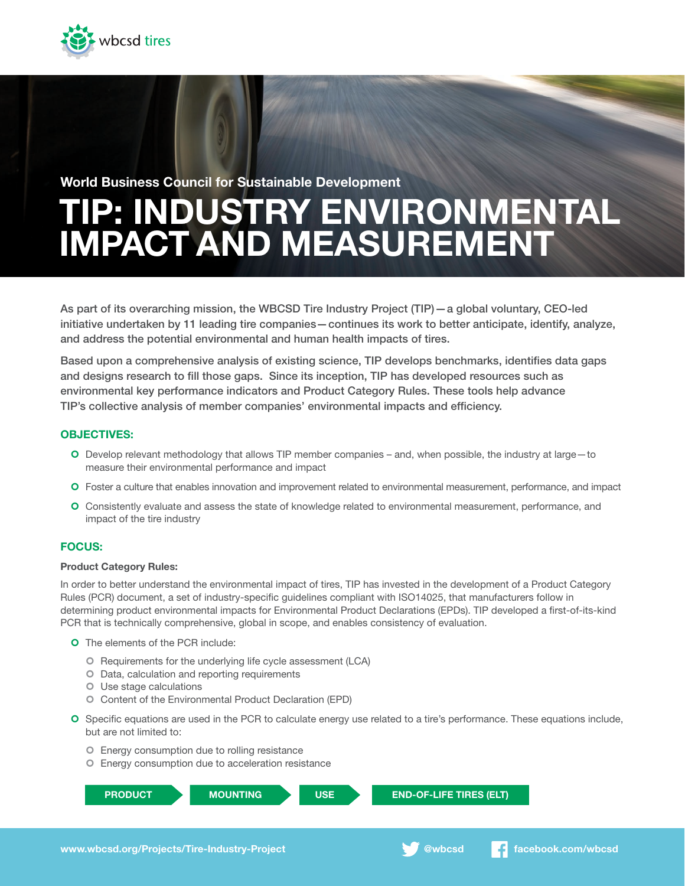wbcsd tires

World Business Council for Sustainable Development

# TIP: INDUSTRY ENVIRONMENTAL IMPACT AND MEASUREMENT

As part of its overarching mission, the WBCSD Tire Industry Project (TIP) — a global voluntary, CEO-led initiative undertaken by 11 leading tire companies — continues its work to better anticipate, identify, analyze, and address the potential environmental and human health impacts of tires.

Based upon a comprehensive analysis of existing science, TIP develops benchmarks, identifies data gaps and designs research to fill those gaps. Since its inception, TIP has developed resources such as environmental key performance indicators and Product Category Rules. These tools help advance TIP's collective analysis of member companies' environmental impacts and efficiency.

## OBJECTIVES:

- Develop relevant methodology that allows TIP member companies – and, when possible, the industry at large — to measure their environmental performance and impact
- Foster a culture that enables innovation and improvement related to environmental measurement, performance, and impact
- Consistently evaluate and assess the state of knowledge related to environmental measurement, performance, and impact of the tire industry

## FOCUS:

### Product Category Rules:

In order to better understand the environmental impact of tires, TIP has invested in the development of a Product Category Rules (PCR) document, a set of industry-specific guidelines compliant with ISO14025, that manufacturers follow in determining product environmental impacts for Environmental Product Declarations (EPDs). TIP developed a first-of-its-kind PCR that is technically comprehensive, global in scope, and enables consistency of evaluation.

- The elements of the PCR include:
  - Requirements for the underlying life cycle assessment (LCA)
  - Data, calculation and reporting requirements
  - Use stage calculations
  - Content of the Environmental Product Declaration (EPD)
- Specific equations are used in the PCR to calculate energy use related to a tire's performance. These equations include, but are not limited to:
  - Energy consumption due to rolling resistance
  - Energy consumption due to acceleration resistance

PRODUCT → MOUNTING → USE → END-OF-LIFE TIRES (ELT)

www.wbcsd.org/Projects/Tire-Industry-Project    @wbcsd    facebook.com/wbcsd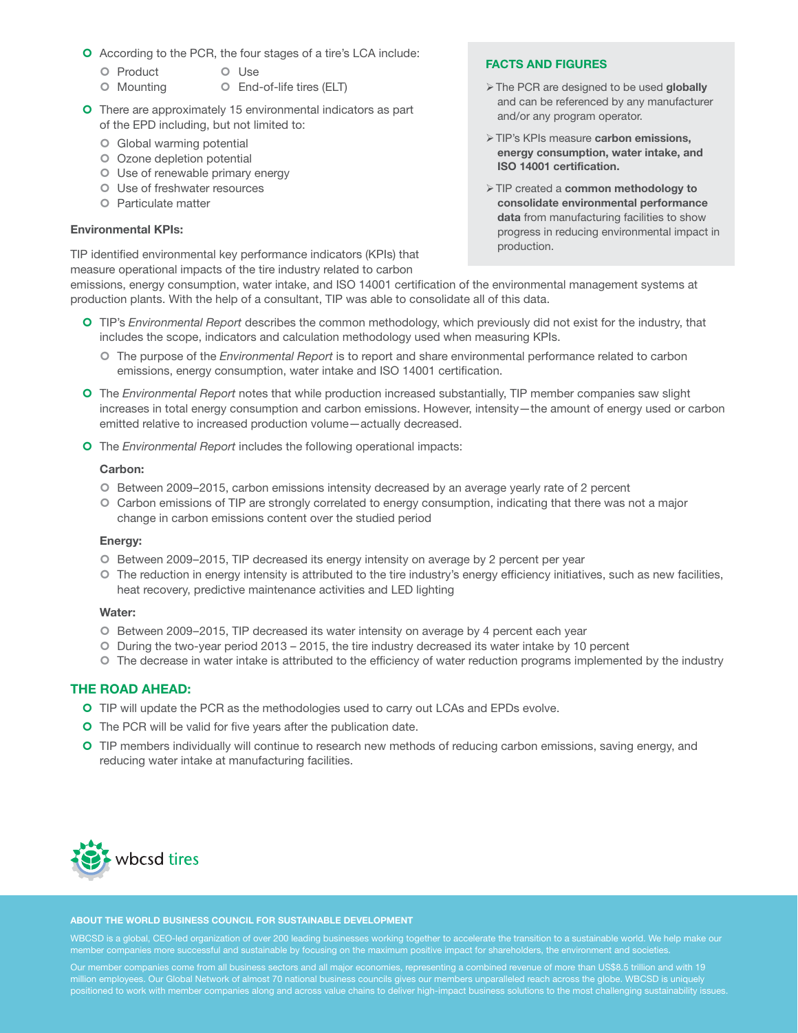- According to the PCR, the four stages of a tire's LCA include:
  - Product
  - Mounting
  - Use
  - End-of-life tires (ELT)
- There are approximately 15 environmental indicators as part of the EPD including, but not limited to:
  - Global warming potential
  - Ozone depletion potential
  - Use of renewable primary energy
  - Use of freshwater resources
  - Particulate matter

**Environmental KPIs:**

TIP identified environmental key performance indicators (KPIs) that measure operational impacts of the tire industry related to carbon emissions, energy consumption, water intake, and ISO 14001 certification of the environmental management systems at production plants. With the help of a consultant, TIP was able to consolidate all of this data.

- TIP's *Environmental Report* describes the common methodology, which previously did not exist for the industry, that includes the scope, indicators and calculation methodology used when measuring KPIs.
  - The purpose of the *Environmental Report* is to report and share environmental performance related to carbon emissions, energy consumption, water intake and ISO 14001 certification.
- The *Environmental Report* notes that while production increased substantially, TIP member companies saw slight increases in total energy consumption and carbon emissions. However, intensity—the amount of energy used or carbon emitted relative to increased production volume—actually decreased.
- The *Environmental Report* includes the following operational impacts:

  **Carbon:**
  - Between 2009–2015, carbon emissions intensity decreased by an average yearly rate of 2 percent
  - Carbon emissions of TIP are strongly correlated to energy consumption, indicating that there was not a major change in carbon emissions content over the studied period

  **Energy:**
  - Between 2009–2015, TIP decreased its energy intensity on average by 2 percent per year
  - The reduction in energy intensity is attributed to the tire industry's energy efficiency initiatives, such as new facilities, heat recovery, predictive maintenance activities and LED lighting

  **Water:**
  - Between 2009–2015, TIP decreased its water intensity on average by 4 percent each year
  - During the two-year period 2013 – 2015, the tire industry decreased its water intake by 10 percent
  - The decrease in water intake is attributed to the efficiency of water reduction programs implemented by the industry

## FACTS AND FIGURES

- The PCR are designed to be used **globally** and can be referenced by any manufacturer and/or any program operator.
- TIP's KPIs measure **carbon emissions, energy consumption, water intake, and ISO 14001 certification.**
- TIP created a **common methodology to consolidate environmental performance data** from manufacturing facilities to show progress in reducing environmental impact in production.

## THE ROAD AHEAD:

- TIP will update the PCR as the methodologies used to carry out LCAs and EPDs evolve.
- The PCR will be valid for five years after the publication date.
- TIP members individually will continue to research new methods of reducing carbon emissions, saving energy, and reducing water intake at manufacturing facilities.

wbcsd tires

**ABOUT THE WORLD BUSINESS COUNCIL FOR SUSTAINABLE DEVELOPMENT**

WBCSD is a global, CEO-led organization of over 200 leading businesses working together to accelerate the transition to a sustainable world. We help make our member companies more successful and sustainable by focusing on the maximum positive impact for shareholders, the environment and societies.

Our member companies come from all business sectors and all major economies, representing a combined revenue of more than US$8.5 trillion and with 19 million employees. Our Global Network of almost 70 national business councils gives our members unparalleled reach across the globe. WBCSD is uniquely positioned to work with member companies along and across value chains to deliver high-impact business solutions to the most challenging sustainability issues.